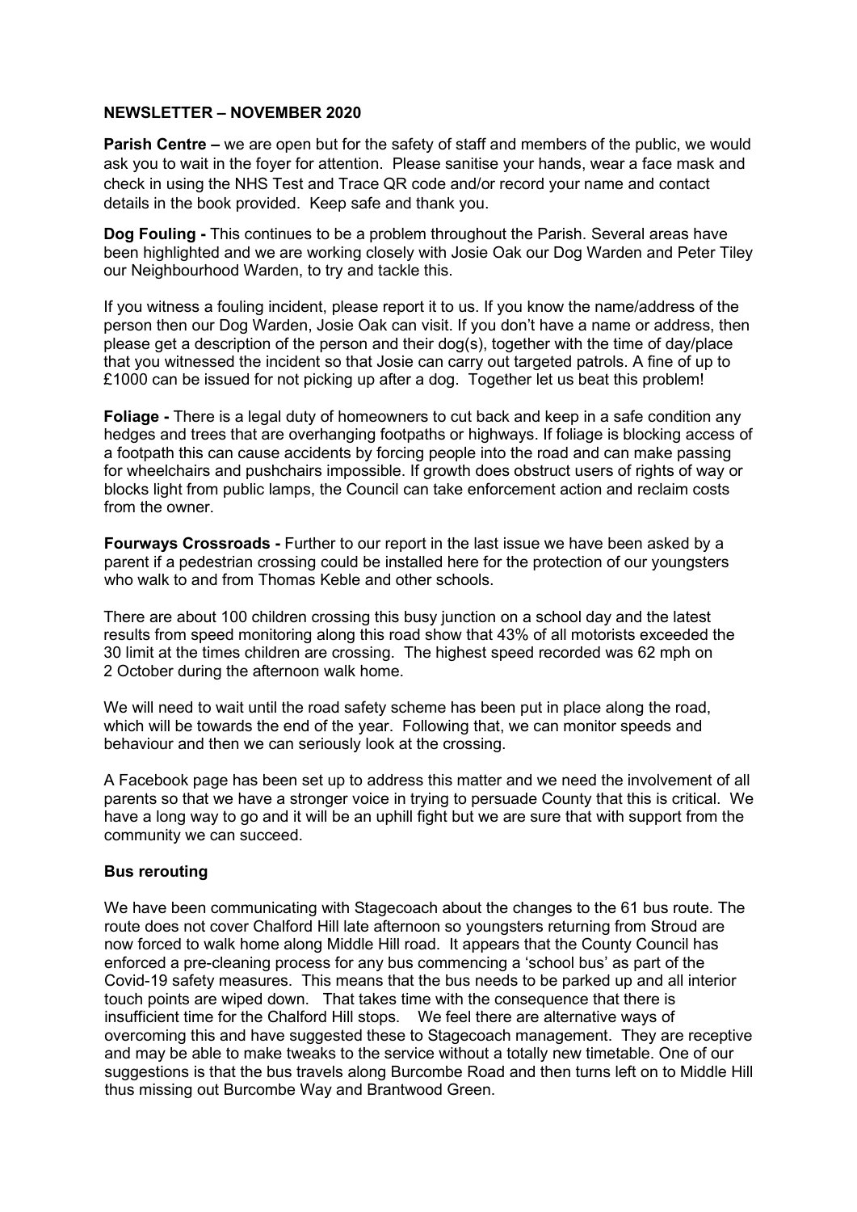## NEWSLETTER – NOVEMBER 2020

**Parish Centre –** we are open but for the safety of staff and members of the public, we would ask you to wait in the foyer for attention. Please sanitise your hands, wear a face mask and check in using the NHS Test and Trace QR code and/or record your name and contact details in the book provided. Keep safe and thank you.

**Dog Fouling -** This continues to be a problem throughout the Parish. Several areas have been highlighted and we are working closely with Josie Oak our Dog Warden and Peter Tiley our Neighbourhood Warden, to try and tackle this.

If you witness a fouling incident, please report it to us. If you know the name/address of the person then our Dog Warden, Josie Oak can visit. If you don't have a name or address, then please get a description of the person and their dog(s), together with the time of day/place that you witnessed the incident so that Josie can carry out targeted patrols. A fine of up to £1000 can be issued for not picking up after a dog. Together let us beat this problem!

**Foliage -** There is a legal duty of homeowners to cut back and keep in a safe condition any hedges and trees that are overhanging footpaths or highways. If foliage is blocking access of a footpath this can cause accidents by forcing people into the road and can make passing for wheelchairs and pushchairs impossible. If growth does obstruct users of rights of way or blocks light from public lamps, the Council can take enforcement action and reclaim costs from the owner.

**Fourways Crossroads -** Further to our report in the last issue we have been asked by a parent if a pedestrian crossing could be installed here for the protection of our youngsters who walk to and from Thomas Keble and other schools.

There are about 100 children crossing this busy junction on a school day and the latest results from speed monitoring along this road show that 43% of all motorists exceeded the 30 limit at the times children are crossing. The highest speed recorded was 62 mph on 2 October during the afternoon walk home.

We will need to wait until the road safety scheme has been put in place along the road, which will be towards the end of the year. Following that, we can monitor speeds and behaviour and then we can seriously look at the crossing.

A Facebook page has been set up to address this matter and we need the involvement of all parents so that we have a stronger voice in trying to persuade County that this is critical. We have a long way to go and it will be an uphill fight but we are sure that with support from the community we can succeed.

### Bus rerouting

We have been communicating with Stagecoach about the changes to the 61 bus route. The route does not cover Chalford Hill late afternoon so youngsters returning from Stroud are now forced to walk home along Middle Hill road. It appears that the County Council has enforced a pre-cleaning process for any bus commencing a 'school bus' as part of the Covid-19 safety measures. This means that the bus needs to be parked up and all interior touch points are wiped down. That takes time with the consequence that there is insufficient time for the Chalford Hill stops. We feel there are alternative ways of overcoming this and have suggested these to Stagecoach management. They are receptive and may be able to make tweaks to the service without a totally new timetable. One of our suggestions is that the bus travels along Burcombe Road and then turns left on to Middle Hill thus missing out Burcombe Way and Brantwood Green.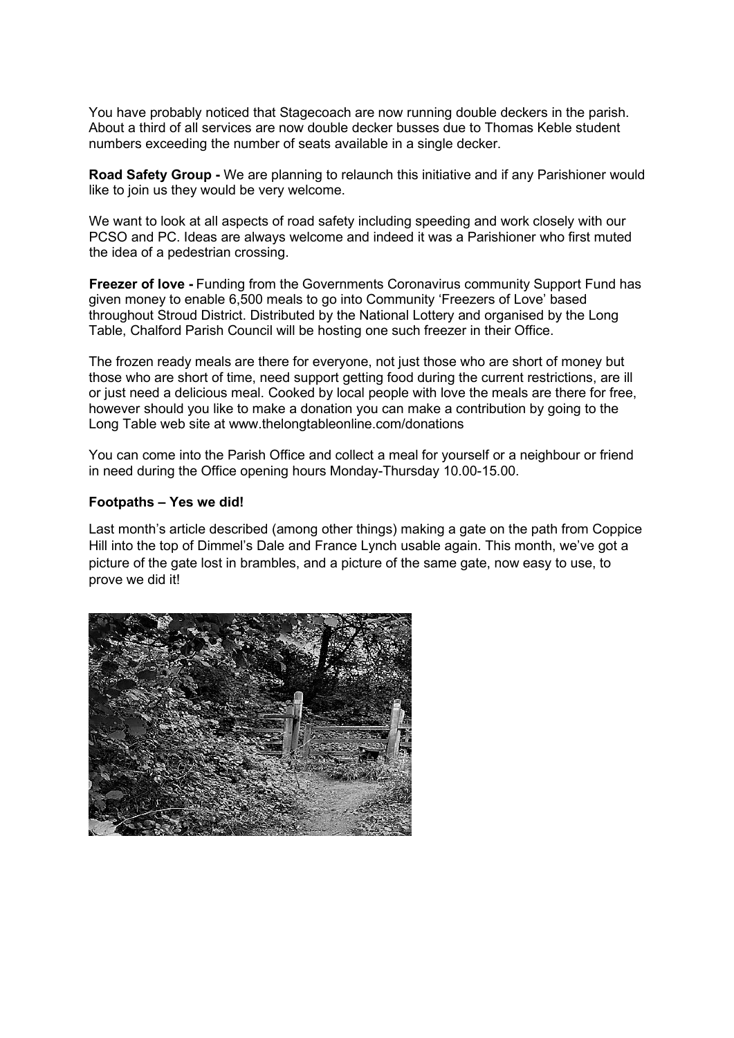You have probably noticed that Stagecoach are now running double deckers in the parish. About a third of all services are now double decker busses due to Thomas Keble student numbers exceeding the number of seats available in a single decker.

**Road Safety Group -** We are planning to relaunch this initiative and if any Parishioner would like to join us they would be very welcome.

We want to look at all aspects of road safety including speeding and work closely with our PCSO and PC. Ideas are always welcome and indeed it was a Parishioner who first muted the idea of a pedestrian crossing.

**Freezer of love -** Funding from the Governments Coronavirus community Support Fund has given money to enable 6,500 meals to go into Community 'Freezers of Love' based throughout Stroud District. Distributed by the National Lottery and organised by the Long Table, Chalford Parish Council will be hosting one such freezer in their Office.

The frozen ready meals are there for everyone, not just those who are short of money but those who are short of time, need support getting food during the current restrictions, are ill or just need a delicious meal. Cooked by local people with love the meals are there for free, however should you like to make a donation you can make a contribution by going to the Long Table web site at www.thelongtableonline.com/donations

You can come into the Parish Office and collect a meal for yourself or a neighbour or friend in need during the Office opening hours Monday-Thursday 10.00-15.00.

**Footpaths – Yes we did!**

Last month's article described (among other things) making a gate on the path from Coppice Hill into the top of Dimmel's Dale and France Lynch usable again. This month, we've got a picture of the gate lost in brambles, and a picture of the same gate, now easy to use, to prove we did it!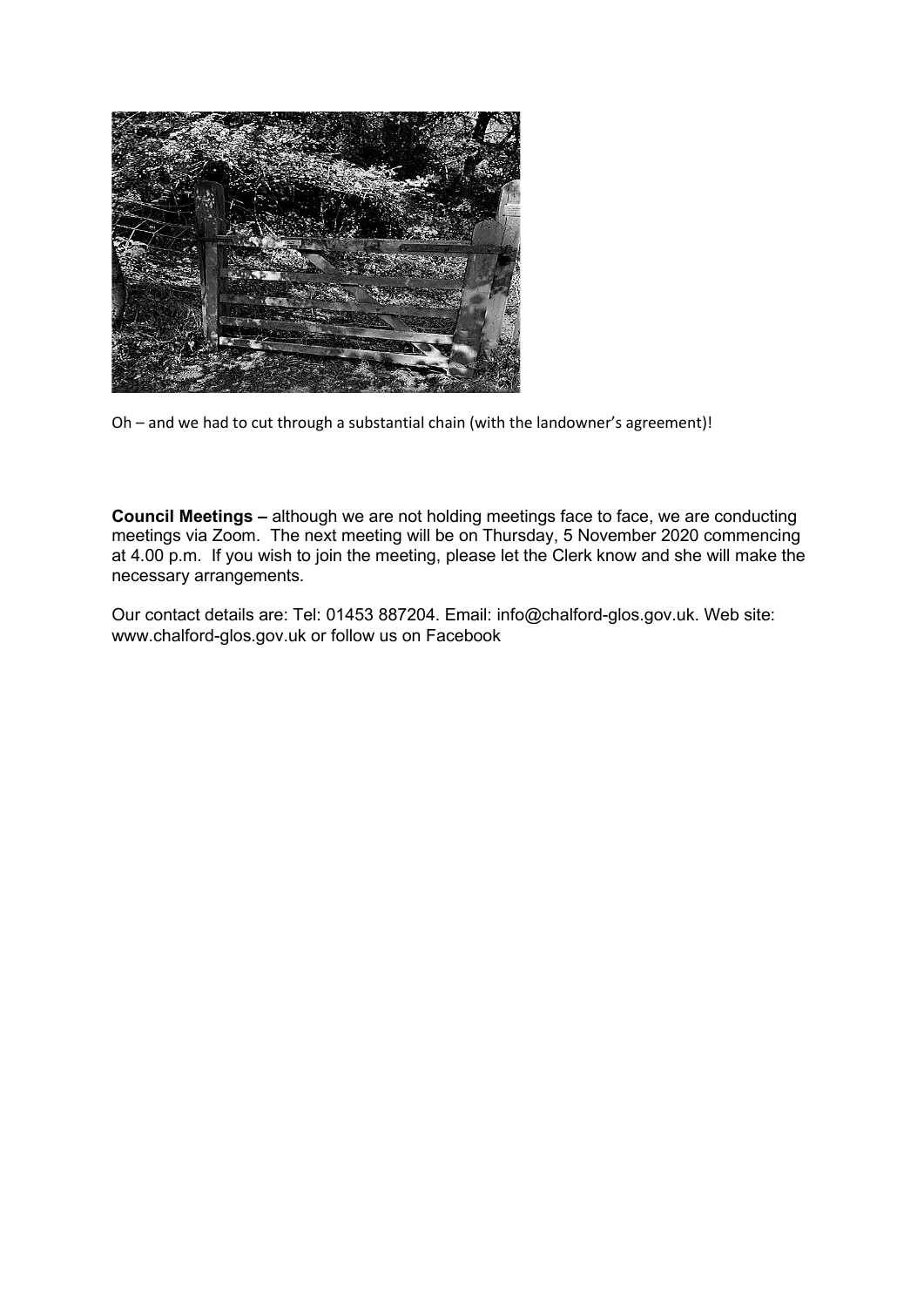Oh – and we had to cut through a substantial chain (with the landowner's agreement)!

**Council Meetings –** although we are not holding meetings face to face, we are conducting meetings via Zoom. The next meeting will be on Thursday, 5 November 2020 commencing at 4.00 p.m. If you wish to join the meeting, please let the Clerk know and she will make the necessary arrangements.

Our contact details are: Tel: 01453 887204. Email: info@chalford-glos.gov.uk. Web site: www.chalford-glos.gov.uk or follow us on Facebook